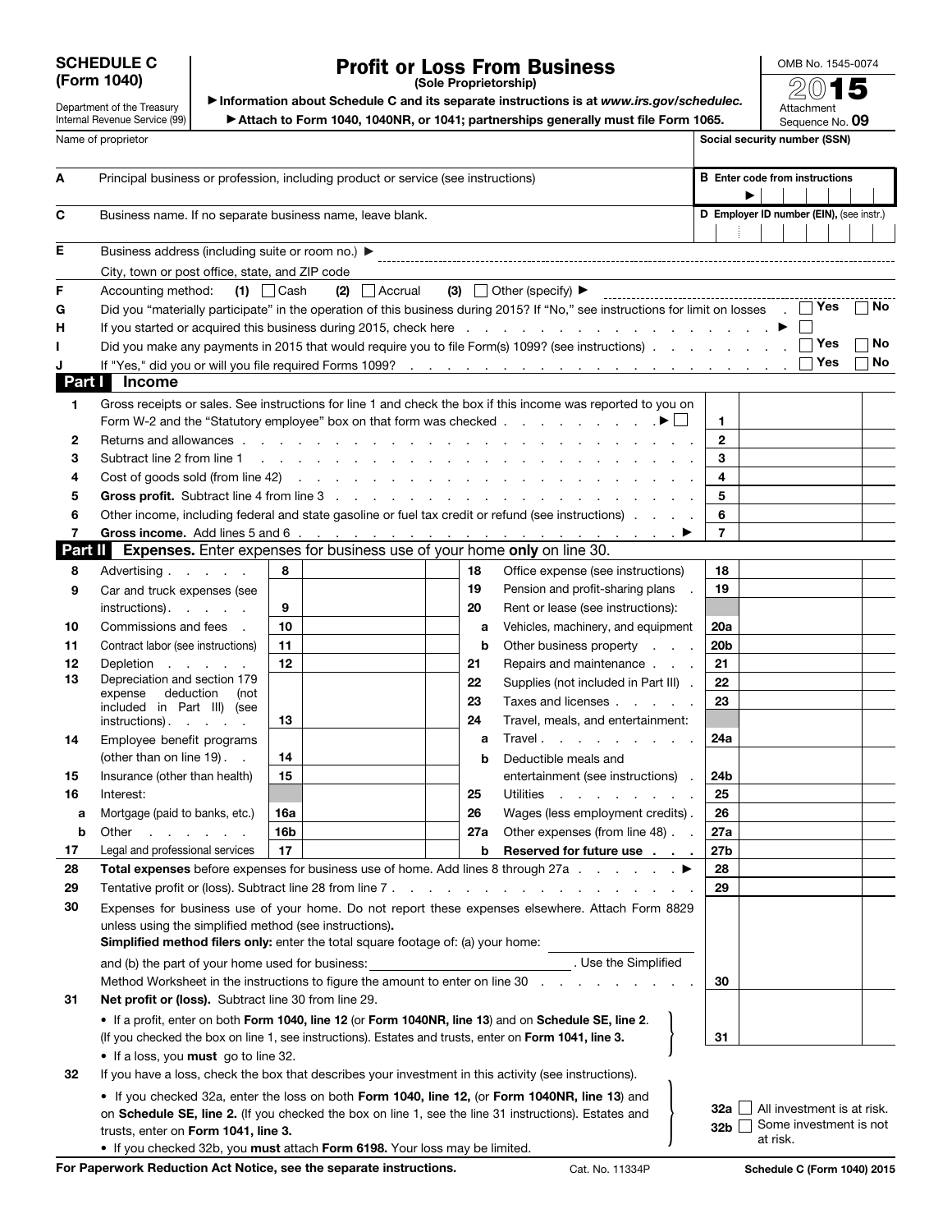# SCHEDULE C (Form 1040)

Department of the Treasury
Internal Revenue Service (99)

## Profit or Loss From Business
**(Sole Proprietorship)**

▶ Information about Schedule C and its separate instructions is at *www.irs.gov/schedulec*.
▶ Attach to Form 1040, 1040NR, or 1041; partnerships generally must file Form 1065.

OMB No. 1545-0074
**2015**
Attachment Sequence No. **09**

| Name of proprietor | Social security number (SSN) |
|---|---|
| | |

| | | |
|---|---|---|
| **A** | Principal business or profession, including product or service (see instructions) | **B** Enter code from instructions ▶ |
| **C** | Business name. If no separate business name, leave blank. | **D** Employer ID number (EIN), (see instr.) |
| **E** | Business address (including suite or room no.) ▶ | |
| | City, town or post office, state, and ZIP code | |
| **F** | Accounting method: (1) ☐ Cash (2) ☐ Accrual (3) ☐ Other (specify) ▶ | |
| **G** | Did you "materially participate" in the operation of this business during 2015? If "No," see instructions for limit on losses | ☐ Yes ☐ No |
| **H** | If you started or acquired this business during 2015, check here ▶ | ☐ |
| **I** | Did you make any payments in 2015 that would require you to file Form(s) 1099? (see instructions) | ☐ Yes ☐ No |
| **J** | If "Yes," did you or will you file required Forms 1099? | ☐ Yes ☐ No |

### Part I Income

| | | | |
|---|---|---|---|
| 1 | Gross receipts or sales. See instructions for line 1 and check the box if this income was reported to you on Form W-2 and the "Statutory employee" box on that form was checked ▶ ☐ | 1 | |
| 2 | Returns and allowances | 2 | |
| 3 | Subtract line 2 from line 1 | 3 | |
| 4 | Cost of goods sold (from line 42) | 4 | |
| 5 | **Gross profit.** Subtract line 4 from line 3 | 5 | |
| 6 | Other income, including federal and state gasoline or fuel tax credit or refund (see instructions) | 6 | |
| 7 | **Gross income.** Add lines 5 and 6 ▶ | 7 | |

### Part II Expenses. Enter expenses for business use of your home **only** on line 30.

| | | | | | | | |
|---|---|---|---|---|---|---|---|
| 8 | Advertising | 8 | | 18 | Office expense (see instructions) | 18 | |
| 9 | Car and truck expenses (see instructions) | 9 | | 19 | Pension and profit-sharing plans | 19 | |
| | | | | 20 | Rent or lease (see instructions): | | |
| 10 | Commissions and fees | 10 | | a | Vehicles, machinery, and equipment | 20a | |
| 11 | Contract labor (see instructions) | 11 | | b | Other business property | 20b | |
| 12 | Depletion | 12 | | 21 | Repairs and maintenance | 21 | |
| 13 | Depreciation and section 179 expense deduction (not included in Part III) (see instructions) | 13 | | 22 | Supplies (not included in Part III) | 22 | |
| | | | | 23 | Taxes and licenses | 23 | |
| | | | | 24 | Travel, meals, and entertainment: | | |
| 14 | Employee benefit programs (other than on line 19) | 14 | | a | Travel | 24a | |
| 15 | Insurance (other than health) | 15 | | b | Deductible meals and entertainment (see instructions) | 24b | |
| 16 | Interest: | | | 25 | Utilities | 25 | |
| a | Mortgage (paid to banks, etc.) | 16a | | 26 | Wages (less employment credits) | 26 | |
| b | Other | 16b | | 27a | Other expenses (from line 48) | 27a | |
| 17 | Legal and professional services | 17 | | b | **Reserved for future use** | 27b | |

| | | | |
|---|---|---|---|
| 28 | **Total expenses** before expenses for business use of home. Add lines 8 through 27a ▶ | 28 | |
| 29 | Tentative profit or (loss). Subtract line 28 from line 7 | 29 | |
| 30 | Expenses for business use of your home. Do not report these expenses elsewhere. Attach Form 8829 unless using the simplified method (see instructions). **Simplified method filers only:** enter the total square footage of: (a) your home: ______ and (b) the part of your home used for business: ______ . Use the Simplified Method Worksheet in the instructions to figure the amount to enter on line 30 | 30 | |
| 31 | **Net profit or (loss).** Subtract line 30 from line 29. • If a profit, enter on both **Form 1040, line 12** (or **Form 1040NR, line 13**) and on **Schedule SE, line 2**. (If you checked the box on line 1, see instructions). Estates and trusts, enter on **Form 1041, line 3.** • If a loss, you **must** go to line 32. | 31 | |
| 32 | If you have a loss, check the box that describes your investment in this activity (see instructions). • If you checked 32a, enter the loss on both **Form 1040, line 12,** (or **Form 1040NR, line 13**) and on **Schedule SE, line 2.** (If you checked the box on line 1, see the line 31 instructions). Estates and trusts, enter on **Form 1041, line 3.** • If you checked 32b, you **must** attach **Form 6198.** Your loss may be limited. | **32a** ☐ All investment is at risk. **32b** ☐ Some investment is not at risk. | |

**For Paperwork Reduction Act Notice, see the separate instructions.** Cat. No. 11334P **Schedule C (Form 1040) 2015**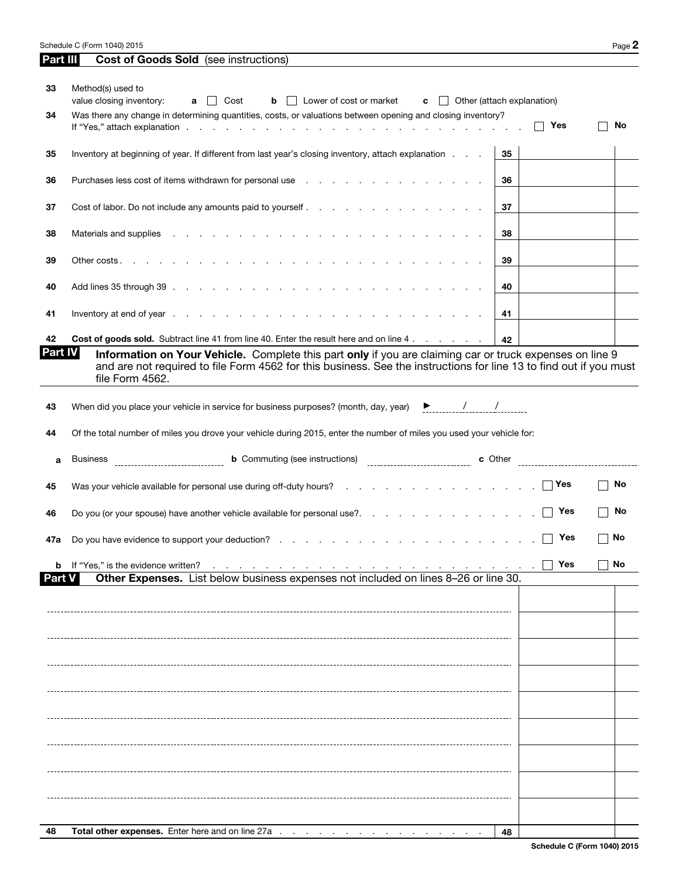## Part III Cost of Goods Sold (see instructions)

**33** Method(s) used to value closing inventory: **a** ☐ Cost **b** ☐ Lower of cost or market **c** ☐ Other (attach explanation)

**34** Was there any change in determining quantities, costs, or valuations between opening and closing inventory? If "Yes," attach explanation . . . ☐ Yes ☐ No

| | | | |
|---|---|---|---|
| 35 | Inventory at beginning of year. If different from last year's closing inventory, attach explanation | 35 | |
| 36 | Purchases less cost of items withdrawn for personal use | 36 | |
| 37 | Cost of labor. Do not include any amounts paid to yourself | 37 | |
| 38 | Materials and supplies | 38 | |
| 39 | Other costs | 39 | |
| 40 | Add lines 35 through 39 | 40 | |
| 41 | Inventory at end of year | 41 | |
| 42 | **Cost of goods sold.** Subtract line 41 from line 40. Enter the result here and on line 4 | 42 | |

## Part IV Information on Your Vehicle.

Complete this part **only** if you are claiming car or truck expenses on line 9 and are not required to file Form 4562 for this business. See the instructions for line 13 to find out if you must file Form 4562.

**43** When did you place your vehicle in service for business purposes? (month, day, year) ▶ / /

**44** Of the total number of miles you drove your vehicle during 2015, enter the number of miles you used your vehicle for:

**a** Business ______ **b** Commuting (see instructions) ______ **c** Other ______

**45** Was your vehicle available for personal use during off-duty hours? . . . ☐ Yes ☐ No

**46** Do you (or your spouse) have another vehicle available for personal use? . . . ☐ Yes ☐ No

**47a** Do you have evidence to support your deduction? . . . ☐ Yes ☐ No

**b** If "Yes," is the evidence written? . . . ☐ Yes ☐ No

## Part V Other Expenses.

List below business expenses not included on lines 8–26 or line 30.

| | |
|---|---|
| | |
| | |
| | |
| | |
| | |
| | |
| | |
| | |
| | |
| **48 Total other expenses.** Enter here and on line 27a . . . 48 | |